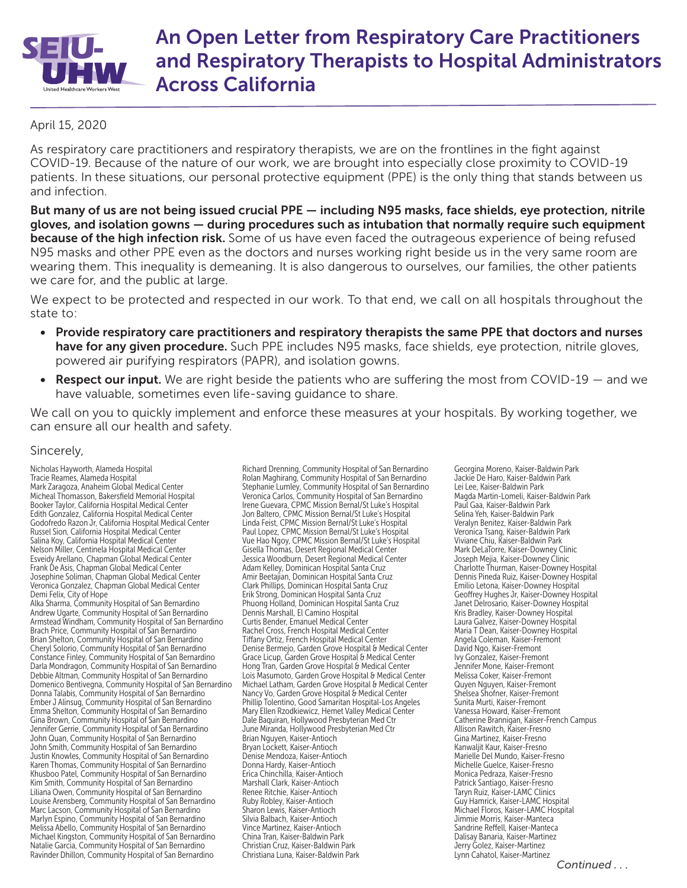# An Open Letter from Respiratory Care Practitioners and Respiratory Therapists to Hospital Administrators Across California

April 15, 2020

As respiratory care practitioners and respiratory therapists, we are on the frontlines in the fight against COVID-19. Because of the nature of our work, we are brought into especially close proximity to COVID-19 patients. In these situations, our personal protective equipment (PPE) is the only thing that stands between us and infection.

**But many of us are not being issued crucial PPE — including N95 masks, face shields, eye protection, nitrile gloves, and isolation gowns — during procedures such as intubation that normally require such equipment because of the high infection risk.** Some of us have even faced the outrageous experience of being refused N95 masks and other PPE even as the doctors and nurses working right beside us in the very same room are wearing them. This inequality is demeaning. It is also dangerous to ourselves, our families, the other patients we care for, and the public at large.

We expect to be protected and respected in our work. To that end, we call on all hospitals throughout the state to:

- **Provide respiratory care practitioners and respiratory therapists the same PPE that doctors and nurses have for any given procedure.** Such PPE includes N95 masks, face shields, eye protection, nitrile gloves, powered air purifying respirators (PAPR), and isolation gowns.
- **Respect our input.** We are right beside the patients who are suffering the most from COVID-19 — and we have valuable, sometimes even life-saving guidance to share.

We call on you to quickly implement and enforce these measures at your hospitals. By working together, we can ensure all our health and safety.

Sincerely,

Nicholas Hayworth, Alameda Hospital
Tracie Reames, Alameda Hospital
Mark Zaragoza, Anaheim Global Medical Center
Micheal Thomasson, Bakersfield Memorial Hospital
Booker Taylor, California Hospital Medical Center
Edith Gonzalez, California Hospital Medical Center
Godofredo Razon Jr, California Hospital Medical Center
Russel Sion, California Hospital Medical Center
Salina Koy, California Hospital Medical Center
Nelson Miller, Centinela Hospital Medical Center
Esveidy Arellano, Chapman Global Medical Center
Frank De Asis, Chapman Global Medical Center
Josephine Soliman, Chapman Global Medical Center
Veronica Gonzalez, Chapman Global Medical Center
Demi Felix, City of Hope
Alka Sharma, Community Hospital of San Bernardino
Andrew Ugarte, Community Hospital of San Bernardino
Armstead Windham, Community Hospital of San Bernardino
Brach Price, Community Hospital of San Bernardino
Brian Shelton, Community Hospital of San Bernardino
Cheryl Solorio, Community Hospital of San Bernardino
Constance Finley, Community Hospital of San Bernardino
Darla Mondragon, Community Hospital of San Bernardino
Debbie Altman, Community Hospital of San Bernardino
Domenico Bentivegna, Community Hospital of San Bernardino
Donna Talabis, Community Hospital of San Bernardino
Ember J Alinsug, Community Hospital of San Bernardino
Emma Shelton, Community Hospital of San Bernardino
Gina Brown, Community Hospital of San Bernardino
Jennifer Gerrie, Community Hospital of San Bernardino
John Quan, Community Hospital of San Bernardino
John Smith, Community Hospital of San Bernardino
Justin Knowles, Community Hospital of San Bernardino
Karen Thomas, Community Hospital of San Bernardino
Khusboo Patel, Community Hospital of San Bernardino
Kim Smith, Community Hospital of San Bernardino
Liliana Owen, Community Hospital of San Bernardino
Louise Arensberg, Community Hospital of San Bernardino
Marc Lacson, Community Hospital of San Bernardino
Marlyn Espino, Community Hospital of San Bernardino
Melissa Abello, Community Hospital of San Bernardino
Michael Kingston, Community Hospital of San Bernardino
Natalie Garcia, Community Hospital of San Bernardino
Ravinder Dhillon, Community Hospital of San Bernardino
Richard Drenning, Community Hospital of San Bernardino
Rolan Maghirang, Community Hospital of San Bernardino
Stephanie Lumley, Community Hospital of San Bernardino
Veronica Carlos, Community Hospital of San Bernardino
Irene Guevara, CPMC Mission Bernal/St Luke's Hospital
Jon Baltero, CPMC Mission Bernal/St Luke's Hospital
Linda Feist, CPMC Mission Bernal/St Luke's Hospital
Paul Lopez, CPMC Mission Bernal/St Luke's Hospital
Vue Hao Ngoy, CPMC Mission Bernal/St Luke's Hospital
Gisella Thomas, Desert Regional Medical Center
Jessica Woodburn, Desert Regional Medical Center
Adam Kelley, Dominican Hospital Santa Cruz
Amir Beetajian, Dominican Hospital Santa Cruz
Clark Phillips, Dominican Hospital Santa Cruz
Erik Strong, Dominican Hospital Santa Cruz
Phuong Holland, Dominican Hospital Santa Cruz
Dennis Marshall, El Camino Hospital
Curtis Bender, Emanuel Medical Center
Rachel Cross, French Hospital Medical Center
Tiffany Ortiz, French Hospital Medical Center
Denise Bermejo, Garden Grove Hospital & Medical Center
Grace Licup, Garden Grove Hospital & Medical Center
Hong Tran, Garden Grove Hospital & Medical Center
Lois Masumoto, Garden Grove Hospital & Medical Center
Michael Latham, Garden Grove Hospital & Medical Center
Nancy Vo, Garden Grove Hospital & Medical Center
Phillip Tolentino, Good Samaritan Hospital-Los Angeles
Mary Ellen Rzodkiewicz, Hemet Valley Medical Center
Dale Baquiran, Hollywood Presbyterian Med Ctr
June Miranda, Hollywood Presbyterian Med Ctr
Brian Nguyen, Kaiser-Antioch
Bryan Lockett, Kaiser-Antioch
Denise Mendoza, Kaiser-Antioch
Donna Hardy, Kaiser-Antioch
Erica Chinchilla, Kaiser-Antioch
Marshall Clark, Kaiser-Antioch
Renee Ritchie, Kaiser-Antioch
Ruby Robley, Kaiser-Antioch
Sharon Lewis, Kaiser-Antioch
Silvia Balbach, Kaiser-Antioch
Vince Martinez, Kaiser-Antioch
China Tran, Kaiser-Baldwin Park
Christian Cruz, Kaiser-Baldwin Park
Christiana Luna, Kaiser-Baldwin Park
Georgina Moreno, Kaiser-Baldwin Park
Jackie De Haro, Kaiser-Baldwin Park
Lei Lee, Kaiser-Baldwin Park
Magda Martin-Lomeli, Kaiser-Baldwin Park
Paul Gaa, Kaiser-Baldwin Park
Selina Yeh, Kaiser-Baldwin Park
Veralyn Benitez, Kaiser-Baldwin Park
Veronica Tsang, Kaiser-Baldwin Park
Viviane Chiu, Kaiser-Baldwin Park
Mark DeLaTorre, Kaiser-Downey Clinic
Joseph Mejia, Kaiser-Downey Clinic
Charlotte Thurman, Kaiser-Downey Hospital
Dennis Pineda Ruiz, Kaiser-Downey Hospital
Emilio Letona, Kaiser-Downey Hospital
Geoffrey Hughes Jr, Kaiser-Downey Hospital
Janet Delrosario, Kaiser-Downey Hospital
Kris Bradley, Kaiser-Downey Hospital
Laura Galvez, Kaiser-Downey Hospital
Maria T Dean, Kaiser-Downey Hospital
Angela Coleman, Kaiser-Fremont
David Ngo, Kaiser-Fremont
Ivy Gonzalez, Kaiser-Fremont
Jennifer Mone, Kaiser-Fremont
Melissa Coker, Kaiser-Fremont
Quyen Nguyen, Kaiser-Fremont
Shelsea Shofner, Kaiser-Fremont
Sunita Murti, Kaiser-Fremont
Vanessa Howard, Kaiser-Fremont
Catherine Brannigan, Kaiser-French Campus
Allison Rawitch, Kaiser-Fresno
Gina Martinez, Kaiser-Fresno
Kanwaljit Kaur, Kaiser-Fresno
Marielle Del Mundo, Kaiser-Fresno
Michelle Guelce, Kaiser-Fresno
Monica Pedraza, Kaiser-Fresno
Patrick Santiago, Kaiser-Fresno
Taryn Ruiz, Kaiser-LAMC Clinics
Guy Hamrick, Kaiser-LAMC Hospital
Michael Floros, Kaiser-LAMC Hospital
Jimmie Morris, Kaiser-Manteca
Sandrine Reffell, Kaiser-Manteca
Dalisay Banaria, Kaiser-Martinez
Jerry Golez, Kaiser-Martinez
Lynn Cahatol, Kaiser-Martinez

*Continued . . .*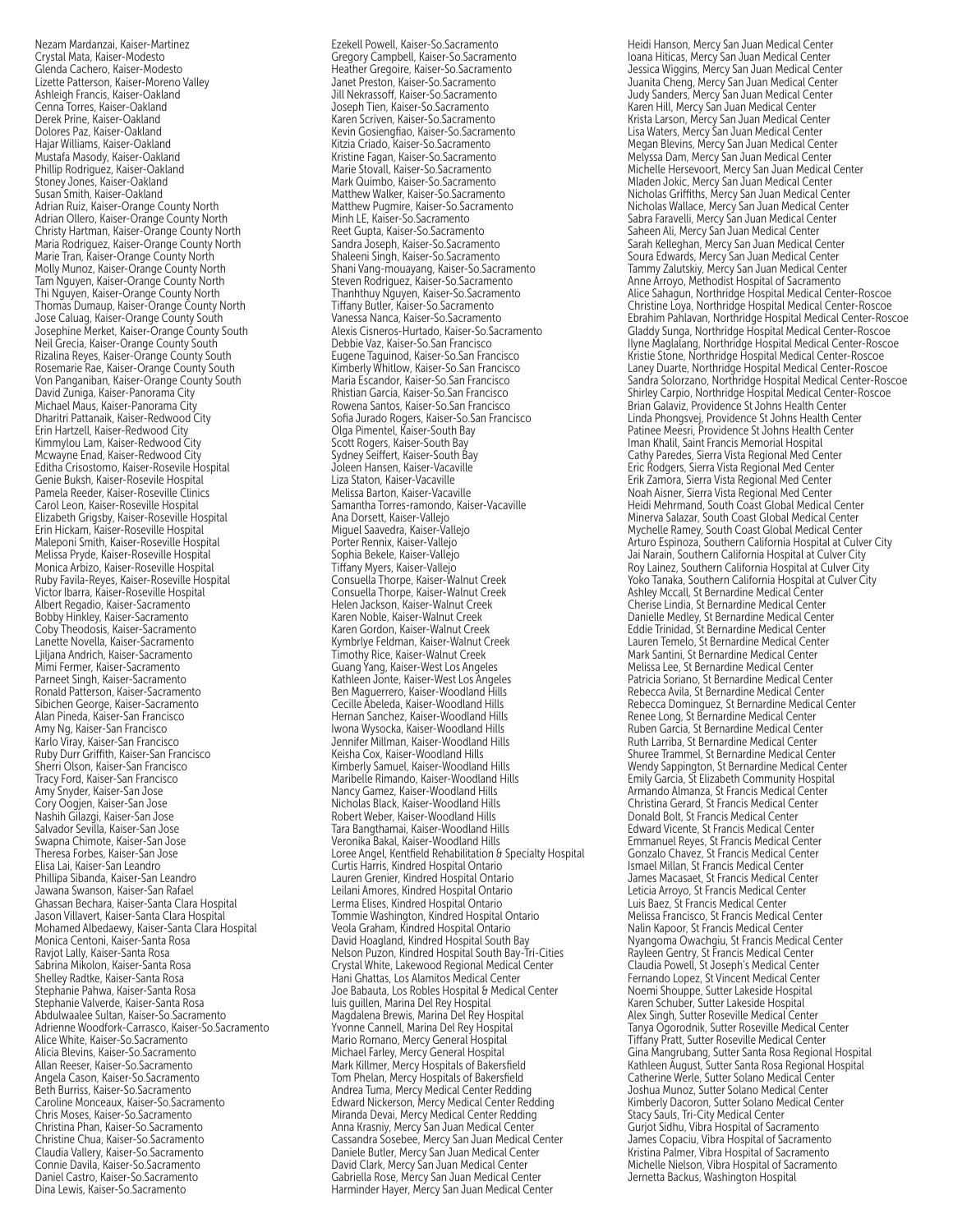Nezam Mardanzai, Kaiser-Martinez
Crystal Mata, Kaiser-Modesto
Glenda Cachero, Kaiser-Modesto
Lizette Patterson, Kaiser-Moreno Valley
Ashleigh Francis, Kaiser-Oakland
Cenna Torres, Kaiser-Oakland
Derek Prine, Kaiser-Oakland
Dolores Paz, Kaiser-Oakland
Hajar Williams, Kaiser-Oakland
Mustafa Masody, Kaiser-Oakland
Phillip Rodriguez, Kaiser-Oakland
Stoney Jones, Kaiser-Oakland
Susan Smith, Kaiser-Oakland
Adrian Ruiz, Kaiser-Orange County North
Adrian Ollero, Kaiser-Orange County North
Christy Hartman, Kaiser-Orange County North
Maria Rodriguez, Kaiser-Orange County North
Marie Tran, Kaiser-Orange County North
Molly Munoz, Kaiser-Orange County North
Tam Nguyen, Kaiser-Orange County North
Thi Nguyen, Kaiser-Orange County North
Thomas Dumaup, Kaiser-Orange County North
Jose Caluag, Kaiser-Orange County South
Josephine Merket, Kaiser-Orange County South
Neil Grecia, Kaiser-Orange County South
Rizalina Reyes, Kaiser-Orange County South
Rosemarie Rae, Kaiser-Orange County South
Von Panganiban, Kaiser-Orange County South
David Zuniga, Kaiser-Panorama City
Michael Maus, Kaiser-Panorama City
Dharitri Pattanaik, Kaiser-Redwood City
Erin Hartzell, Kaiser-Redwood City
Kimmylou Lam, Kaiser-Redwood City
Mcwayne Enad, Kaiser-Redwood City
Editha Crisostomo, Kaiser-Rosevile Hospital
Genie Buksh, Kaiser-Rosevile Hospital
Pamela Reeder, Kaiser-Roseville Clinics
Carol Leon, Kaiser-Roseville Hospital
Elizabeth Grigsby, Kaiser-Roseville Hospital
Erin Hickam, Kaiser-Roseville Hospital
Maleponi Smith, Kaiser-Roseville Hospital
Melissa Pryde, Kaiser-Roseville Hospital
Monica Arbizo, Kaiser-Roseville Hospital
Ruby Favila-Reyes, Kaiser-Roseville Hospital
Victor Ibarra, Kaiser-Roseville Hospital
Albert Regadio, Kaiser-Sacramento
Bobby Hinkley, Kaiser-Sacramento
Coby Theodosis, Kaiser-Sacramento
Lanette Novella, Kaiser-Sacramento
Ljiljana Andrich, Kaiser-Sacramento
Mimi Fermer, Kaiser-Sacramento
Parneet Singh, Kaiser-Sacramento
Ronald Patterson, Kaiser-Sacramento
Sibichen George, Kaiser-Sacramento
Alan Pineda, Kaiser-San Francisco
Amy Ng, Kaiser-San Francisco
Karlo Viray, Kaiser-San Francisco
Ruby Durr Griffith, Kaiser-San Francisco
Sherri Olson, Kaiser-San Francisco
Tracy Ford, Kaiser-San Francisco
Amy Snyder, Kaiser-San Jose
Cory Oogjen, Kaiser-San Jose
Nashih Gilazgi, Kaiser-San Jose
Salvador Sevilla, Kaiser-San Jose
Swapna Chimote, Kaiser-San Jose
Theresa Forbes, Kaiser-San Jose
Elisa Lai, Kaiser-San Leandro
Phillipa Sibanda, Kaiser-San Leandro
Jawana Swanson, Kaiser-San Rafael
Ghassan Bechara, Kaiser-Santa Clara Hospital
Jason Villavert, Kaiser-Santa Clara Hospital
Mohamed Albedaewy, Kaiser-Santa Clara Hospital
Monica Centoni, Kaiser-Santa Rosa
Ravjot Lally, Kaiser-Santa Rosa
Sabrina Mikolon, Kaiser-Santa Rosa
Shelley Radtke, Kaiser-Santa Rosa
Stephanie Pahwa, Kaiser-Santa Rosa
Stephanie Valverde, Kaiser-Santa Rosa
Abdulwaalee Sultan, Kaiser-So.Sacramento
Adrienne Woodfork-Carrasco, Kaiser-So.Sacramento
Alice White, Kaiser-So.Sacramento
Alicia Blevins, Kaiser-So.Sacramento
Allan Reeser, Kaiser-So.Sacramento
Angela Cason, Kaiser-So.Sacramento
Beth Burriss, Kaiser-So.Sacramento
Caroline Monceaux, Kaiser-So.Sacramento
Chris Moses, Kaiser-So.Sacramento
Christina Phan, Kaiser-So.Sacramento
Christine Chua, Kaiser-So.Sacramento
Claudia Vallery, Kaiser-So.Sacramento
Connie Davila, Kaiser-So.Sacramento
Daniel Castro, Kaiser-So.Sacramento
Dina Lewis, Kaiser-So.Sacramento
Ezekell Powell, Kaiser-So.Sacramento
Gregory Campbell, Kaiser-So.Sacramento
Heather Gregoire, Kaiser-So.Sacramento
Janet Preston, Kaiser-So.Sacramento
Jill Nekrassoff, Kaiser-So.Sacramento
Joseph Tien, Kaiser-So.Sacramento
Karen Scriven, Kaiser-So.Sacramento
Kevin Gosiengfiao, Kaiser-So.Sacramento
Kitzia Criado, Kaiser-So.Sacramento
Kristine Fagan, Kaiser-So.Sacramento
Marie Stovall, Kaiser-So.Sacramento
Mark Quimbo, Kaiser-So.Sacramento
Matthew Walker, Kaiser-So.Sacramento
Matthew Pugmire, Kaiser-So.Sacramento
Minh LE, Kaiser-So.Sacramento
Reet Gupta, Kaiser-So.Sacramento
Sandra Joseph, Kaiser-So.Sacramento
Shaleeni Singh, Kaiser-So.Sacramento
Shani Vang-mouayang, Kaiser-So.Sacramento
Steven Rodriguez, Kaiser-So.Sacramento
Thanhthuy Nguyen, Kaiser-So.Sacramento
Tiffany Butler, Kaiser-So.Sacramento
Vanessa Nanca, Kaiser-So.Sacramento
Alexis Cisneros-Hurtado, Kaiser-So.Sacramento
Debbie Vaz, Kaiser-So.San Francisco
Eugene Taguinod, Kaiser-So.San Francisco
Kimberly Whitlow, Kaiser-So.San Francisco
Maria Escandor, Kaiser-So.San Francisco
Rhistian Garcia, Kaiser-So.San Francisco
Rowena Santos, Kaiser-So.San Francisco
Sofia Jurado Rogers, Kaiser-So.San Francisco
Olga Pimentel, Kaiser-South Bay
Scott Rogers, Kaiser-South Bay
Sydney Seiffert, Kaiser-South Bay
Joleen Hansen, Kaiser-Vacaville
Liza Staton, Kaiser-Vacaville
Melissa Barton, Kaiser-Vacaville
Samantha Torres-ramondo, Kaiser-Vacaville
Ana Dorsett, Kaiser-Vallejo
Miguel Saavedra, Kaiser-Vallejo
Porter Rennix, Kaiser-Vallejo
Sophia Bekele, Kaiser-Vallejo
Tiffany Myers, Kaiser-Vallejo
Consuella Thorpe, Kaiser-Walnut Creek
Consuella Thorpe, Kaiser-Walnut Creek
Helen Jackson, Kaiser-Walnut Creek
Karen Noble, Kaiser-Walnut Creek
Karen Gordon, Kaiser-Walnut Creek
Kymbrlye Feldman, Kaiser-Walnut Creek
Timothy Rice, Kaiser-Walnut Creek
Guang Yang, Kaiser-West Los Angeles
Kathleen Jonte, Kaiser-West Los Angeles
Ben Maguerrero, Kaiser-Woodland Hills
Cecille Abeleda, Kaiser-Woodland Hills
Hernan Sanchez, Kaiser-Woodland Hills
Iwona Wysocka, Kaiser-Woodland Hills
Jennifer Millman, Kaiser-Woodland Hills
Keisha Cox, Kaiser-Woodland Hills
Kimberly Samuel, Kaiser-Woodland Hills
Maribelle Rimando, Kaiser-Woodland Hills
Nancy Gamez, Kaiser-Woodland Hills
Nicholas Black, Kaiser-Woodland Hills
Robert Weber, Kaiser-Woodland Hills
Tara Bangthamai, Kaiser-Woodland Hills
Veronika Bakal, Kaiser-Woodland Hills
Loree Angel, Kentfield Rehabilitation & Specialty Hospital
Curtis Harris, Kindred Hospital Ontario
Lauren Grenier, Kindred Hospital Ontario
Leilani Amores, Kindred Hospital Ontario
Lerma Elises, Kindred Hospital Ontario
Tommie Washington, Kindred Hospital Ontario
Veola Graham, Kindred Hospital Ontario
David Hoagland, Kindred Hospital South Bay
Nelson Puzon, Kindred Hospital South Bay-Tri-Cities
Crystal White, Lakewood Regional Medical Center
Hani Ghattas, Los Alamitos Medical Center
Joe Babauta, Los Robles Hospital & Medical Center
luis guillen, Marina Del Rey Hospital
Magdalena Brewis, Marina Del Rey Hospital
Yvonne Cannell, Marina Del Rey Hospital
Mario Romano, Mercy General Hospital
Michael Farley, Mercy General Hospital
Mark Killmer, Mercy Hospitals of Bakersfield
Tom Phelan, Mercy Hospitals of Bakersfield
Andrea Tuma, Mercy Medical Center Redding
Edward Nickerson, Mercy Medical Center Redding
Miranda Devai, Mercy Medical Center Redding
Anna Krasniy, Mercy San Juan Medical Center
Cassandra Sosebee, Mercy San Juan Medical Center
Daniele Butler, Mercy San Juan Medical Center
David Clark, Mercy San Juan Medical Center
Gabriella Rose, Mercy San Juan Medical Center
Harminder Hayer, Mercy San Juan Medical Center
Heidi Hanson, Mercy San Juan Medical Center
Ioana Hiticas, Mercy San Juan Medical Center
Jessica Wiggins, Mercy San Juan Medical Center
Juanita Cheng, Mercy San Juan Medical Center
Judy Sanders, Mercy San Juan Medical Center
Karen Hill, Mercy San Juan Medical Center
Krista Larson, Mercy San Juan Medical Center
Lisa Waters, Mercy San Juan Medical Center
Megan Blevins, Mercy San Juan Medical Center
Melyssa Dam, Mercy San Juan Medical Center
Michelle Hersevoort, Mercy San Juan Medical Center
Mladen Jokic, Mercy San Juan Medical Center
Nicholas Griffiths, Mercy San Juan Medical Center
Nicholas Wallace, Mercy San Juan Medical Center
Sabra Faravelli, Mercy San Juan Medical Center
Saheen Ali, Mercy San Juan Medical Center
Sarah Kelleghan, Mercy San Juan Medical Center
Soura Edwards, Mercy San Juan Medical Center
Tammy Zalutskiy, Mercy San Juan Medical Center
Anne Arroyo, Methodist Hospital of Sacramento
Alice Sahagun, Northridge Hospital Medical Center-Roscoe
Christine Loya, Northridge Hospital Medical Center-Roscoe
Ebrahim Pahlavan, Northridge Hospital Medical Center-Roscoe
Gladdy Sunga, Northridge Hospital Medical Center-Roscoe
Ilyne Maglalang, Northridge Hospital Medical Center-Roscoe
Kristie Stone, Northridge Hospital Medical Center-Roscoe
Laney Duarte, Northridge Hospital Medical Center-Roscoe
Sandra Solorzano, Northridge Hospital Medical Center-Roscoe
Shirley Carpio, Northridge Hospital Medical Center-Roscoe
Brian Galaviz, Providence St Johns Health Center
Linda Phongsvej, Providence St Johns Health Center
Patinee Meesri, Providence St Johns Health Center
Iman Khalil, Saint Francis Memorial Hospital
Cathy Paredes, Sierra Vista Regional Med Center
Eric Rodgers, Sierra Vista Regional Med Center
Erik Zamora, Sierra Vista Regional Med Center
Noah Aisner, Sierra Vista Regional Med Center
Heidi Mehrmand, South Coast Global Medical Center
Minerva Salazar, South Coast Global Medical Center
Mychelle Ramey, South Coast Global Medical Center
Arturo Espinoza, Southern California Hospital at Culver City
Jai Narain, Southern California Hospital at Culver City
Roy Lainez, Southern California Hospital at Culver City
Yoko Tanaka, Southern California Hospital at Culver City
Ashley Mccall, St Bernardine Medical Center
Cherise Lindia, St Bernardine Medical Center
Danielle Medley, St Bernardine Medical Center
Eddie Trinidad, St Bernardine Medical Center
Lauren Temelo, St Bernardine Medical Center
Mark Santini, St Bernardine Medical Center
Melissa Lee, St Bernardine Medical Center
Patricia Soriano, St Bernardine Medical Center
Rebecca Avila, St Bernardine Medical Center
Rebecca Dominguez, St Bernardine Medical Center
Renee Long, St Bernardine Medical Center
Ruben Garcia, St Bernardine Medical Center
Ruth Larriba, St Bernardine Medical Center
Shuree Trammel, St Bernardine Medical Center
Wendy Sappington, St Bernardine Medical Center
Emily Garcia, St Elizabeth Community Hospital
Armando Almanza, St Francis Medical Center
Christina Gerard, St Francis Medical Center
Donald Bolt, St Francis Medical Center
Edward Vicente, St Francis Medical Center
Emmanuel Reyes, St Francis Medical Center
Gonzalo Chavez, St Francis Medical Center
Ismael Millan, St Francis Medical Center
James Macasaet, St Francis Medical Center
Leticia Arroyo, St Francis Medical Center
Luis Baez, St Francis Medical Center
Melissa Francisco, St Francis Medical Center
Nalin Kapoor, St Francis Medical Center
Nyangoma Owachgiu, St Francis Medical Center
Rayleen Gentry, St Francis Medical Center
Claudia Powell, St Joseph's Medical Center
Fernando Lopez, St Vincent Medical Center
Noemi Shouppe, Sutter Lakeside Hospital
Karen Schuber, Sutter Lakeside Hospital
Alex Singh, Sutter Roseville Medical Center
Tanya Ogorodnik, Sutter Roseville Medical Center
Tiffany Pratt, Sutter Roseville Medical Center
Gina Mangrubang, Sutter Santa Rosa Regional Hospital
Kathleen August, Sutter Santa Rosa Regional Hospital
Catherine Werle, Sutter Solano Medical Center
Joshua Munoz, Sutter Solano Medical Center
Kimberly Dacoron, Sutter Solano Medical Center
Stacy Sauls, Tri-City Medical Center
Gurjot Sidhu, Vibra Hospital of Sacramento
James Copaciu, Vibra Hospital of Sacramento
Kristina Palmer, Vibra Hospital of Sacramento
Michelle Nielson, Vibra Hospital of Sacramento
Jernetta Backus, Washington Hospital